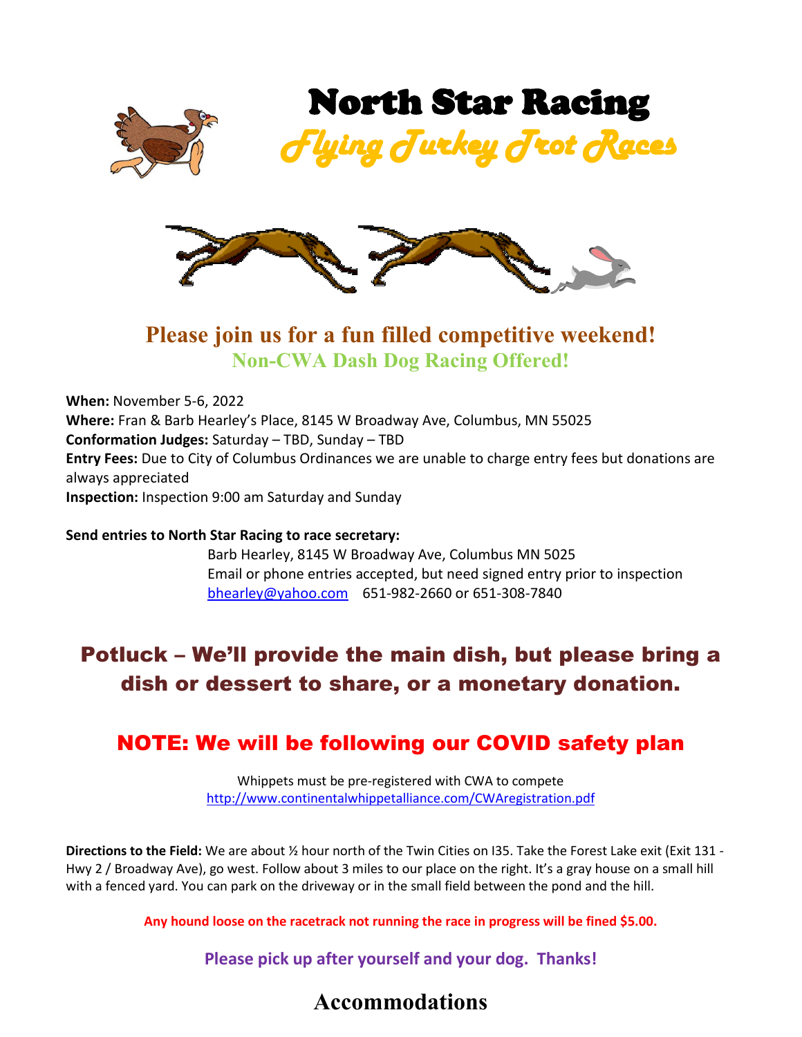# North Star Racing

## *Flying Turkey Trot Races*

## Please join us for a fun filled competitive weekend!

### Non-CWA Dash Dog Racing Offered!

**When:** November 5-6, 2022
**Where:** Fran & Barb Hearley's Place, 8145 W Broadway Ave, Columbus, MN 55025
**Conformation Judges:** Saturday – TBD, Sunday – TBD
**Entry Fees:** Due to City of Columbus Ordinances we are unable to charge entry fees but donations are always appreciated
**Inspection:** Inspection 9:00 am Saturday and Sunday

**Send entries to North Star Racing to race secretary:**

Barb Hearley, 8145 W Broadway Ave, Columbus MN 5025
Email or phone entries accepted, but need signed entry prior to inspection
bhearley@yahoo.com 651-982-2660 or 651-308-7840

## Potluck – We'll provide the main dish, but please bring a dish or dessert to share, or a monetary donation.

## NOTE: We will be following our COVID safety plan

Whippets must be pre-registered with CWA to compete
http://www.continentalwhippetalliance.com/CWAregistration.pdf

**Directions to the Field:** We are about ½ hour north of the Twin Cities on I35. Take the Forest Lake exit (Exit 131 - Hwy 2 / Broadway Ave), go west. Follow about 3 miles to our place on the right. It's a gray house on a small hill with a fenced yard. You can park on the driveway or in the small field between the pond and the hill.

**Any hound loose on the racetrack not running the race in progress will be fined $5.00.**

**Please pick up after yourself and your dog. Thanks!**

## Accommodations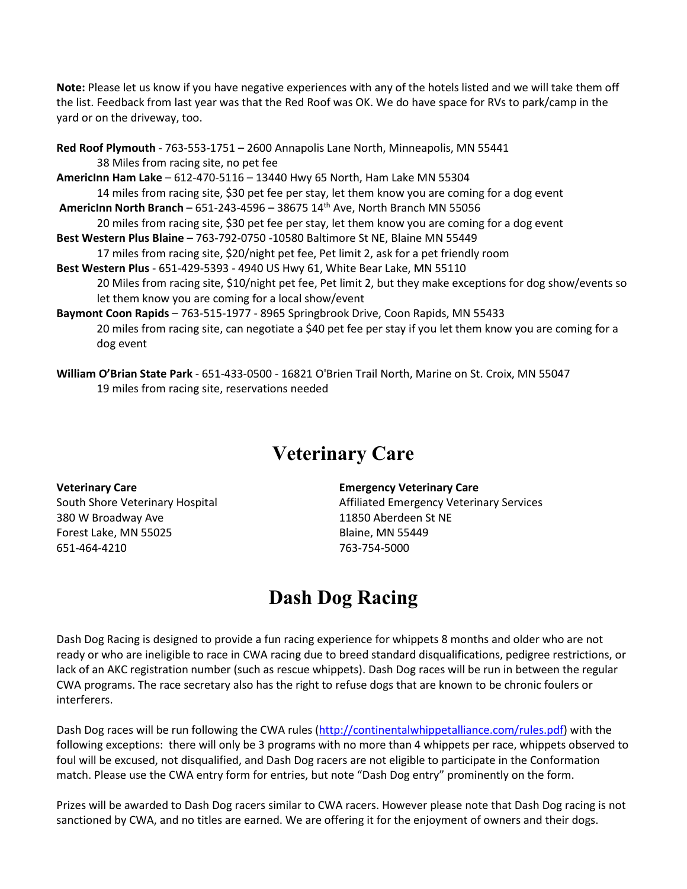**Note:** Please let us know if you have negative experiences with any of the hotels listed and we will take them off the list. Feedback from last year was that the Red Roof was OK. We do have space for RVs to park/camp in the yard or on the driveway, too.

**Red Roof Plymouth** - 763-553-1751 – 2600 Annapolis Lane North, Minneapolis, MN 55441
38 Miles from racing site, no pet fee

**AmericInn Ham Lake** – 612-470-5116 – 13440 Hwy 65 North, Ham Lake MN 55304
14 miles from racing site, $30 pet fee per stay, let them know you are coming for a dog event

**AmericInn North Branch** – 651-243-4596 – 38675 14th Ave, North Branch MN 55056
20 miles from racing site, $30 pet fee per stay, let them know you are coming for a dog event

**Best Western Plus Blaine** – 763-792-0750 -10580 Baltimore St NE, Blaine MN 55449
17 miles from racing site, $20/night pet fee, Pet limit 2, ask for a pet friendly room

**Best Western Plus** - 651-429-5393 - 4940 US Hwy 61, White Bear Lake, MN 55110
20 Miles from racing site, $10/night pet fee, Pet limit 2, but they make exceptions for dog show/events so let them know you are coming for a local show/event

**Baymont Coon Rapids** – 763-515-1977 - 8965 Springbrook Drive, Coon Rapids, MN 55433
20 miles from racing site, can negotiate a $40 pet fee per stay if you let them know you are coming for a dog event

**William O'Brian State Park** - 651-433-0500 - 16821 O'Brien Trail North, Marine on St. Croix, MN 55047
19 miles from racing site, reservations needed

# Veterinary Care

**Veterinary Care**
South Shore Veterinary Hospital
380 W Broadway Ave
Forest Lake, MN 55025
651-464-4210

**Emergency Veterinary Care**
Affiliated Emergency Veterinary Services
11850 Aberdeen St NE
Blaine, MN 55449
763-754-5000

# Dash Dog Racing

Dash Dog Racing is designed to provide a fun racing experience for whippets 8 months and older who are not ready or who are ineligible to race in CWA racing due to breed standard disqualifications, pedigree restrictions, or lack of an AKC registration number (such as rescue whippets). Dash Dog races will be run in between the regular CWA programs. The race secretary also has the right to refuse dogs that are known to be chronic foulers or interferers.

Dash Dog races will be run following the CWA rules (http://continentalwhippetalliance.com/rules.pdf) with the following exceptions: there will only be 3 programs with no more than 4 whippets per race, whippets observed to foul will be excused, not disqualified, and Dash Dog racers are not eligible to participate in the Conformation match. Please use the CWA entry form for entries, but note "Dash Dog entry" prominently on the form.

Prizes will be awarded to Dash Dog racers similar to CWA racers. However please note that Dash Dog racing is not sanctioned by CWA, and no titles are earned. We are offering it for the enjoyment of owners and their dogs.